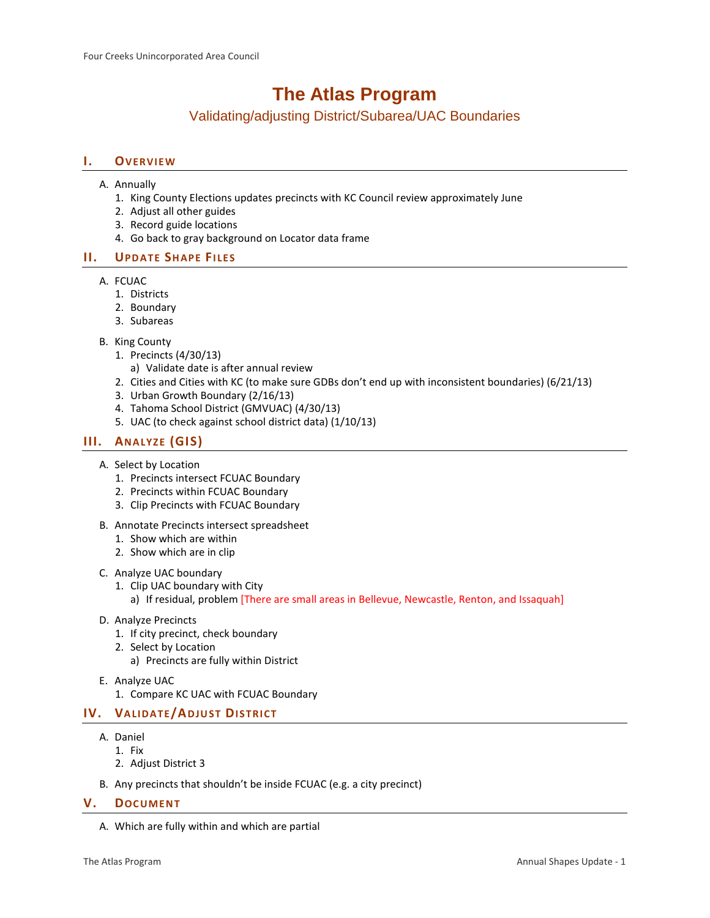# The Atlas Program

## Validating/adjusting District/Subarea/UAC Boundaries

## I. Overview

A. Annually
   1. King County Elections updates precincts with KC Council review approximately June
   2. Adjust all other guides
   3. Record guide locations
   4. Go back to gray background on Locator data frame

## II. Update Shape Files

A. FCUAC
   1. Districts
   2. Boundary
   3. Subareas

B. King County
   1. Precincts (4/30/13)
      a) Validate date is after annual review
   2. Cities and Cities with KC (to make sure GDBs don't end up with inconsistent boundaries) (6/21/13)
   3. Urban Growth Boundary (2/16/13)
   4. Tahoma School District (GMVUAC) (4/30/13)
   5. UAC (to check against school district data) (1/10/13)

## III. Analyze (GIS)

A. Select by Location
   1. Precincts intersect FCUAC Boundary
   2. Precincts within FCUAC Boundary
   3. Clip Precincts with FCUAC Boundary

B. Annotate Precincts intersect spreadsheet
   1. Show which are within
   2. Show which are in clip

C. Analyze UAC boundary
   1. Clip UAC boundary with City
      a) If residual, problem [There are small areas in Bellevue, Newcastle, Renton, and Issaquah]

D. Analyze Precincts
   1. If city precinct, check boundary
   2. Select by Location
      a) Precincts are fully within District

E. Analyze UAC
   1. Compare KC UAC with FCUAC Boundary

## IV. Validate/Adjust District

A. Daniel
   1. Fix
   2. Adjust District 3

B. Any precincts that shouldn't be inside FCUAC (e.g. a city precinct)

## V. Document

A. Which are fully within and which are partial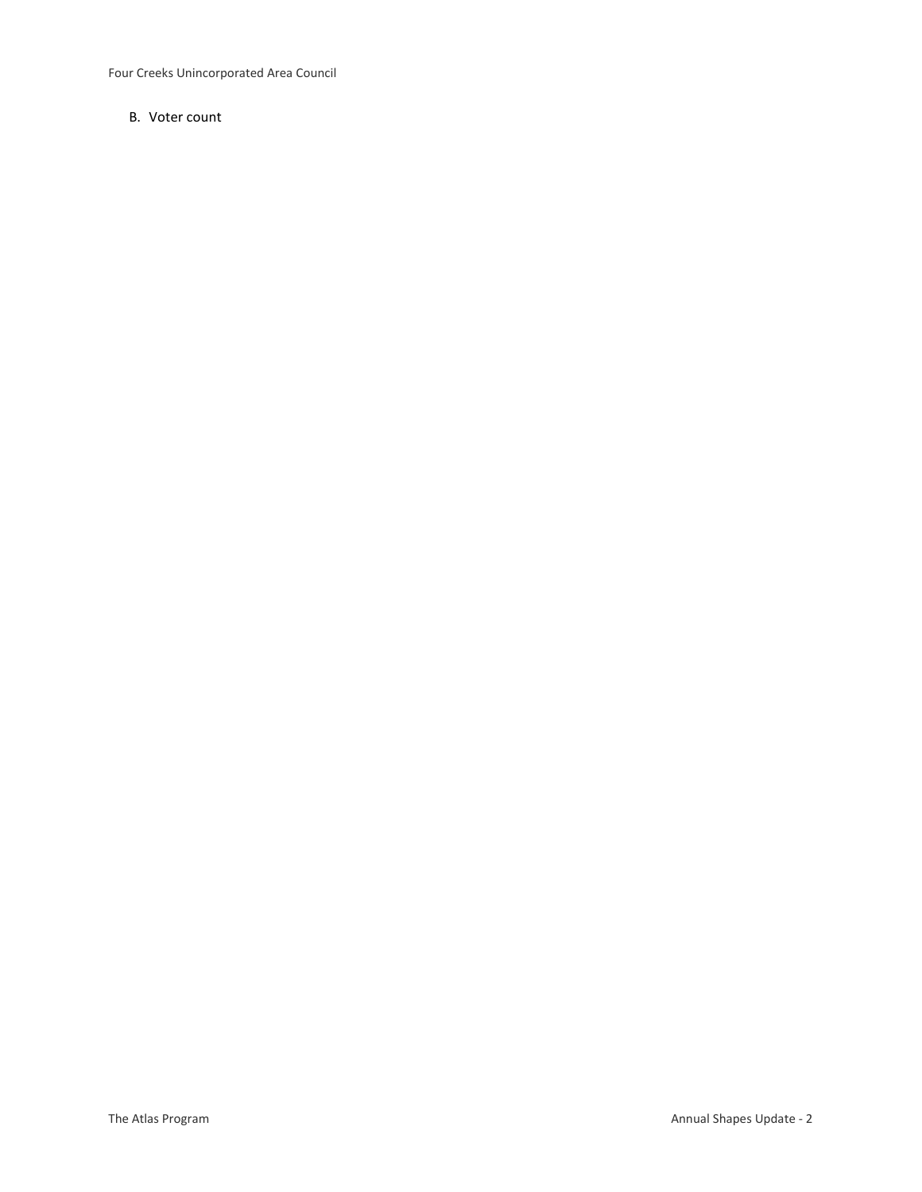B. Voter count